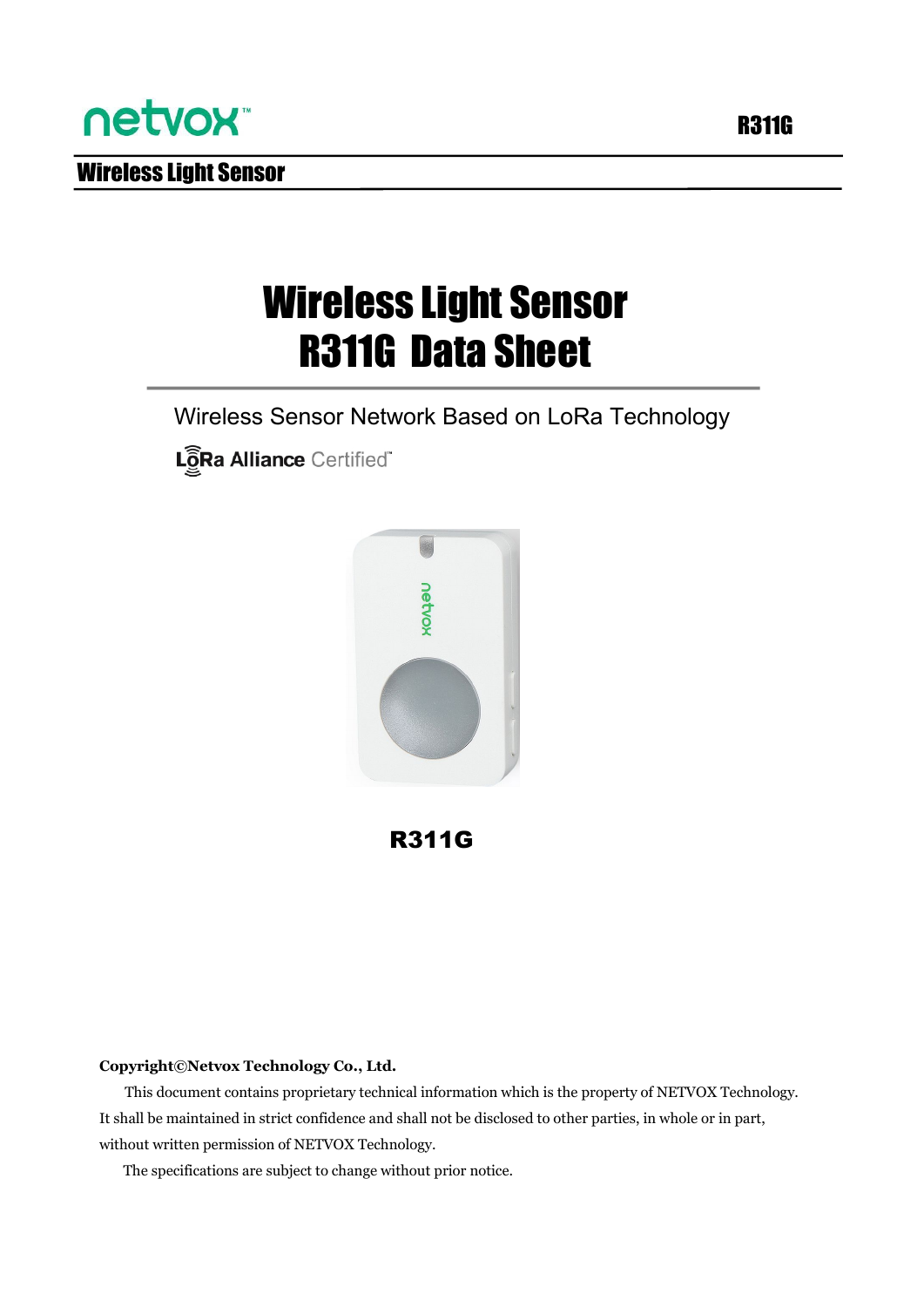# Wireless Light Sensor R311G Data Sheet

Wireless Sensor Network Based on LoRa Technology

LoRa Alliance Certified™

**R311G**

**Copyright©Netvox Technology Co., Ltd.**

This document contains proprietary technical information which is the property of NETVOX Technology. It shall be maintained in strict confidence and shall not be disclosed to other parties, in whole or in part, without written permission of NETVOX Technology.

The specifications are subject to change without prior notice.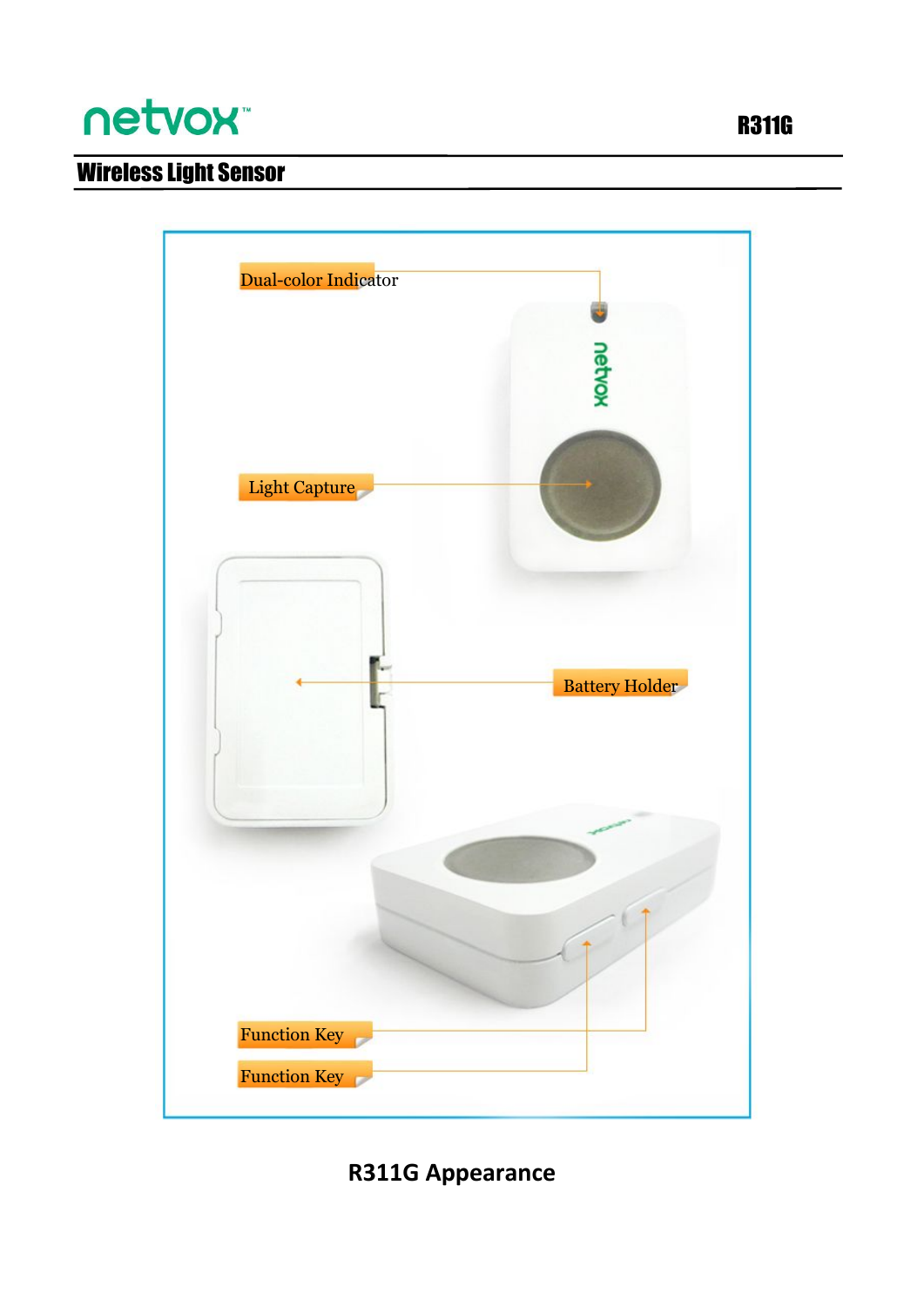Dual-color Indicator

Light Capture

Battery Holder

Function Key

Function Key

**R311G Appearance**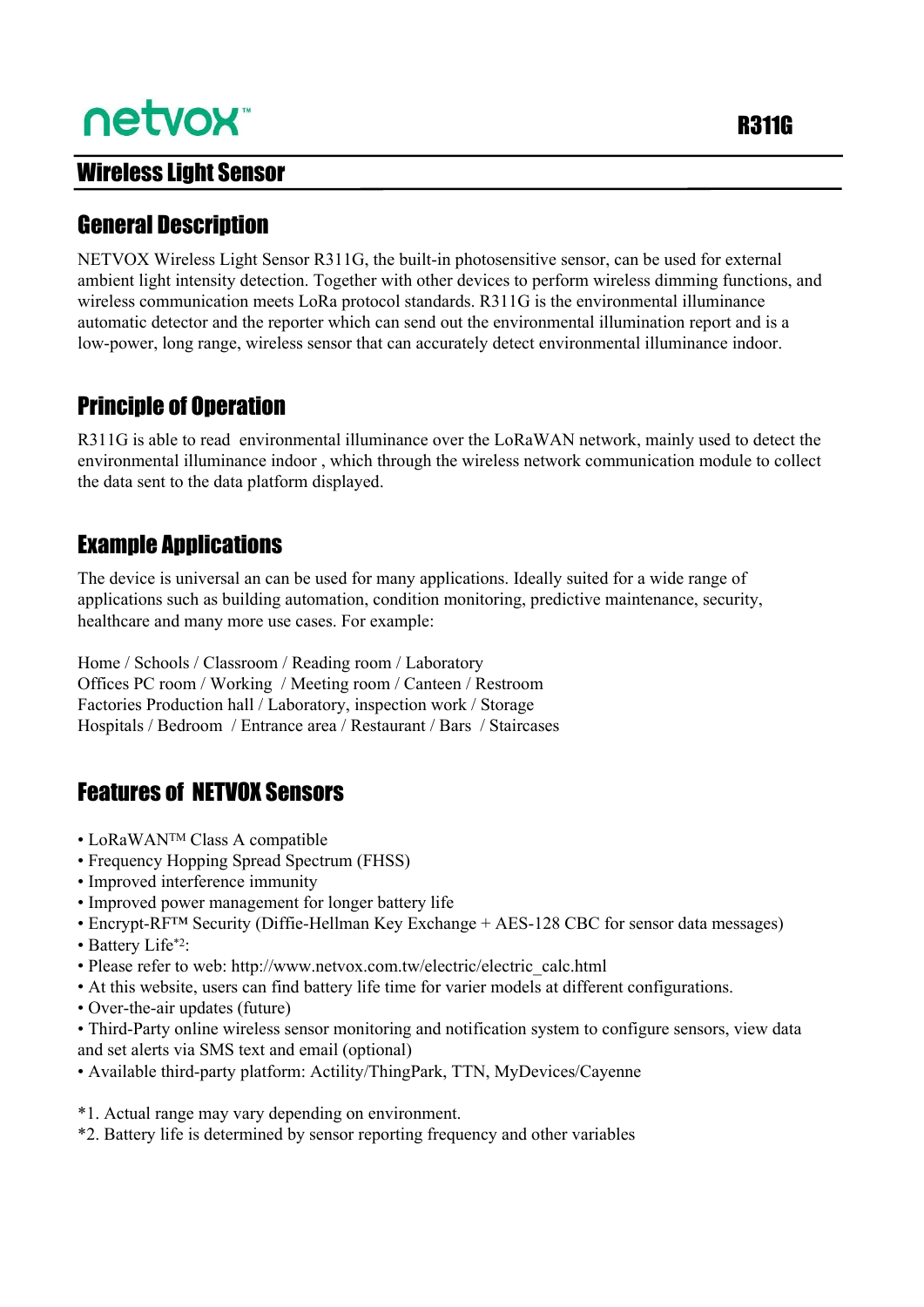netvox™ **R311G**

# Wireless Light Sensor

## General Description

NETVOX Wireless Light Sensor R311G, the built-in photosensitive sensor, can be used for external ambient light intensity detection. Together with other devices to perform wireless dimming functions, and wireless communication meets LoRa protocol standards. R311G is the environmental illuminance automatic detector and the reporter which can send out the environmental illumination report and is a low-power, long range, wireless sensor that can accurately detect environmental illuminance indoor.

## Principle of Operation

R311G is able to read environmental illuminance over the LoRaWAN network, mainly used to detect the environmental illuminance indoor , which through the wireless network communication module to collect the data sent to the data platform displayed.

## Example Applications

The device is universal an can be used for many applications. Ideally suited for a wide range of applications such as building automation, condition monitoring, predictive maintenance, security, healthcare and many more use cases. For example:

Home / Schools / Classroom / Reading room / Laboratory
Offices PC room / Working / Meeting room / Canteen / Restroom
Factories Production hall / Laboratory, inspection work / Storage
Hospitals / Bedroom / Entrance area / Restaurant / Bars / Staircases

## Features of NETVOX Sensors

- LoRaWAN™ Class A compatible
- Frequency Hopping Spread Spectrum (FHSS)
- Improved interference immunity
- Improved power management for longer battery life
- Encrypt-RF™ Security (Diffie-Hellman Key Exchange + AES-128 CBC for sensor data messages)
- Battery Life*2:
- Please refer to web: http://www.netvox.com.tw/electric/electric_calc.html
- At this website, users can find battery life time for varier models at different configurations.
- Over-the-air updates (future)
- Third-Party online wireless sensor monitoring and notification system to configure sensors, view data and set alerts via SMS text and email (optional)
- Available third-party platform: Actility/ThingPark, TTN, MyDevices/Cayenne

*1. Actual range may vary depending on environment.
*2. Battery life is determined by sensor reporting frequency and other variables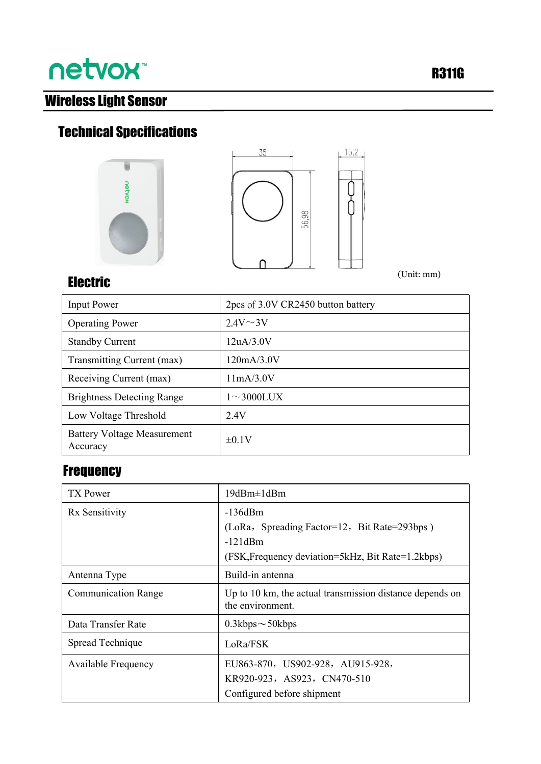# Wireless Light Sensor

R311G

## Technical Specifications

35

15,2

56,98

(Unit: mm)

### Electric

| | |
|---|---|
| Input Power | 2pcs of 3.0V CR2450 button battery |
| Operating Power | 2.4V～3V |
| Standby Current | 12uA/3.0V |
| Transmitting Current (max) | 120mA/3.0V |
| Receiving Current (max) | 11mA/3.0V |
| Brightness Detecting Range | 1～3000LUX |
| Low Voltage Threshold | 2.4V |
| Battery Voltage Measurement Accuracy | ±0.1V |

### Frequency

| | |
|---|---|
| TX Power | 19dBm±1dBm |
| Rx Sensitivity | -136dBm<br>(LoRa，Spreading Factor=12，Bit Rate=293bps )<br>-121dBm<br>(FSK,Frequency deviation=5kHz, Bit Rate=1.2kbps) |
| Antenna Type | Build-in antenna |
| Communication Range | Up to 10 km, the actual transmission distance depends on the environment. |
| Data Transfer Rate | 0.3kbps～50kbps |
| Spread Technique | LoRa/FSK |
| Available Frequency | EU863-870，US902-928，AU915-928，<br>KR920-923，AS923，CN470-510<br>Configured before shipment |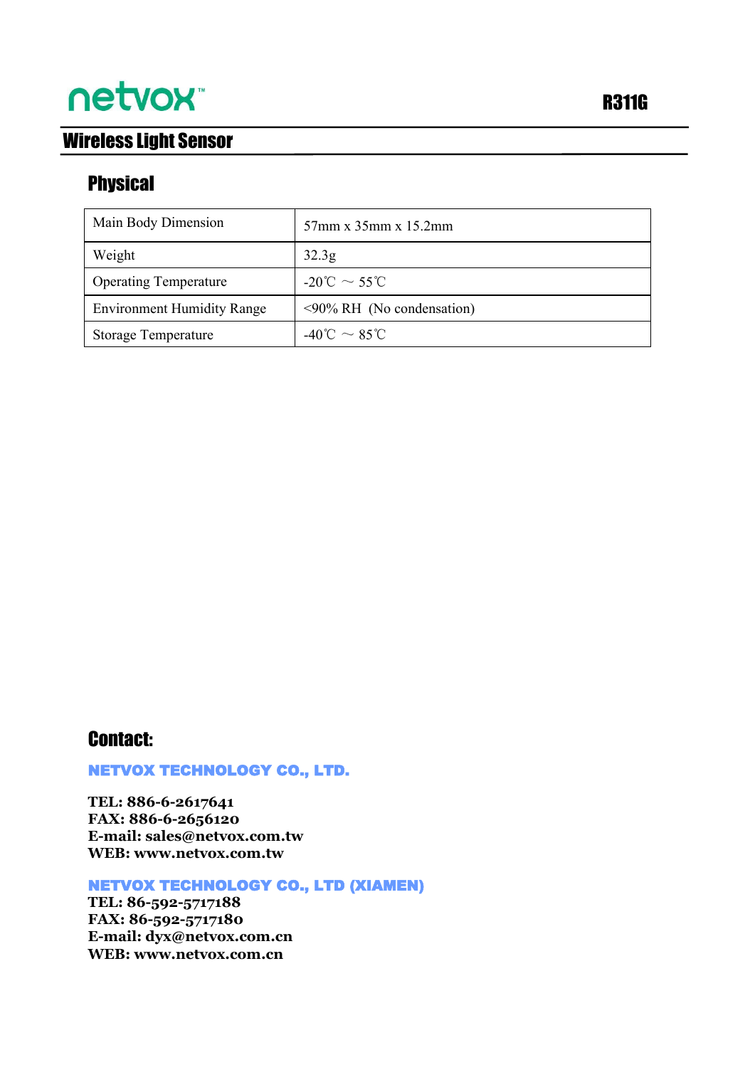## Physical

| | |
|---|---|
| Main Body Dimension | 57mm x 35mm x 15.2mm |
| Weight | 32.3g |
| Operating Temperature | -20℃ ～ 55℃ |
| Environment Humidity Range | <90% RH (No condensation) |
| Storage Temperature | -40℃ ～ 85℃ |

## Contact:

**NETVOX TECHNOLOGY CO., LTD.**

**TEL: 886-6-2617641**
**FAX: 886-6-2656120**
**E-mail: sales@netvox.com.tw**
**WEB: www.netvox.com.tw**

**NETVOX TECHNOLOGY CO., LTD (XIAMEN)**
**TEL: 86-592-5717188**
**FAX: 86-592-5717180**
**E-mail: dyx@netvox.com.cn**
**WEB: www.netvox.com.cn**